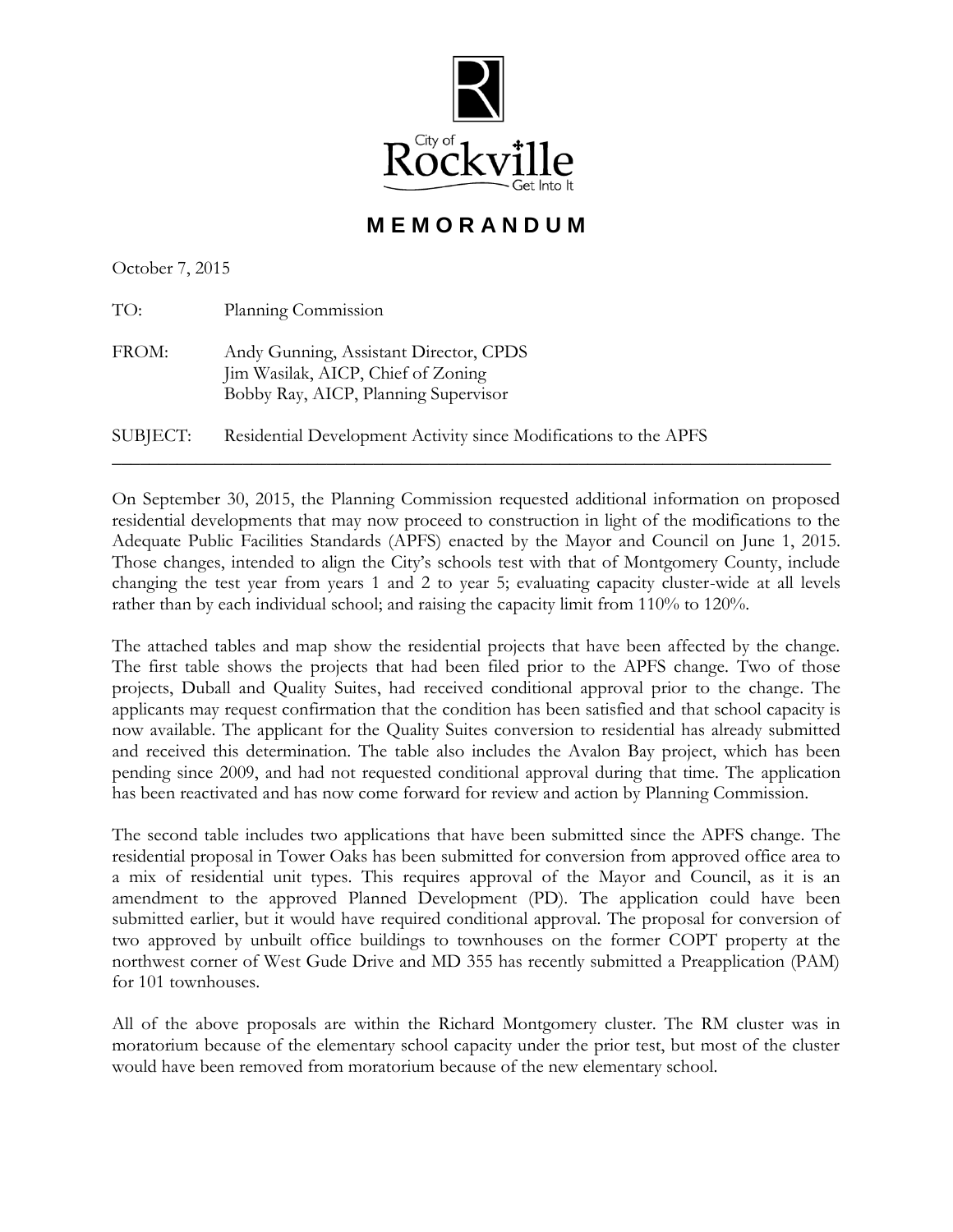City of Rockville
Get Into It

# MEMORANDUM

October 7, 2015

TO: Planning Commission

FROM: Andy Gunning, Assistant Director, CPDS
Jim Wasilak, AICP, Chief of Zoning
Bobby Ray, AICP, Planning Supervisor

SUBJECT: Residential Development Activity since Modifications to the APFS

---

On September 30, 2015, the Planning Commission requested additional information on proposed residential developments that may now proceed to construction in light of the modifications to the Adequate Public Facilities Standards (APFS) enacted by the Mayor and Council on June 1, 2015. Those changes, intended to align the City's schools test with that of Montgomery County, include changing the test year from years 1 and 2 to year 5; evaluating capacity cluster-wide at all levels rather than by each individual school; and raising the capacity limit from 110% to 120%.

The attached tables and map show the residential projects that have been affected by the change. The first table shows the projects that had been filed prior to the APFS change. Two of those projects, Duball and Quality Suites, had received conditional approval prior to the change. The applicants may request confirmation that the condition has been satisfied and that school capacity is now available. The applicant for the Quality Suites conversion to residential has already submitted and received this determination. The table also includes the Avalon Bay project, which has been pending since 2009, and had not requested conditional approval during that time. The application has been reactivated and has now come forward for review and action by Planning Commission.

The second table includes two applications that have been submitted since the APFS change. The residential proposal in Tower Oaks has been submitted for conversion from approved office area to a mix of residential unit types. This requires approval of the Mayor and Council, as it is an amendment to the approved Planned Development (PD). The application could have been submitted earlier, but it would have required conditional approval. The proposal for conversion of two approved by unbuilt office buildings to townhouses on the former COPT property at the northwest corner of West Gude Drive and MD 355 has recently submitted a Preapplication (PAM) for 101 townhouses.

All of the above proposals are within the Richard Montgomery cluster. The RM cluster was in moratorium because of the elementary school capacity under the prior test, but most of the cluster would have been removed from moratorium because of the new elementary school.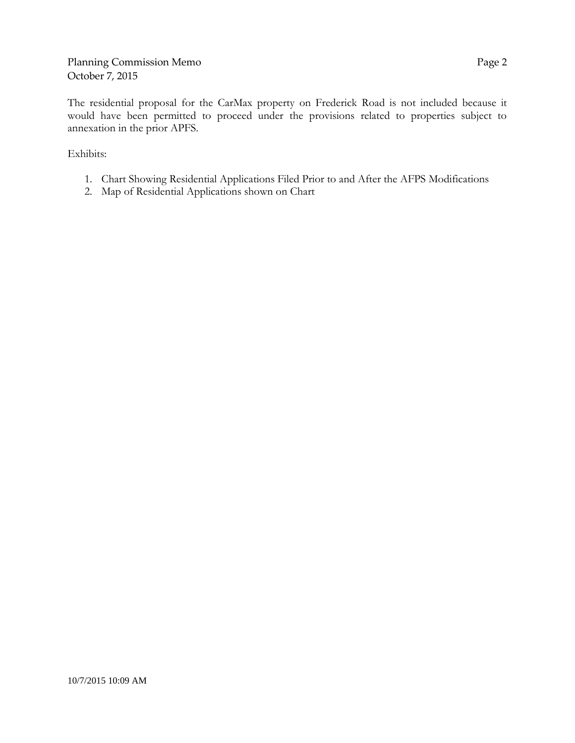The residential proposal for the CarMax property on Frederick Road is not included because it would have been permitted to proceed under the provisions related to properties subject to annexation in the prior APFS.

Exhibits:

1. Chart Showing Residential Applications Filed Prior to and After the AFPS Modifications
2. Map of Residential Applications shown on Chart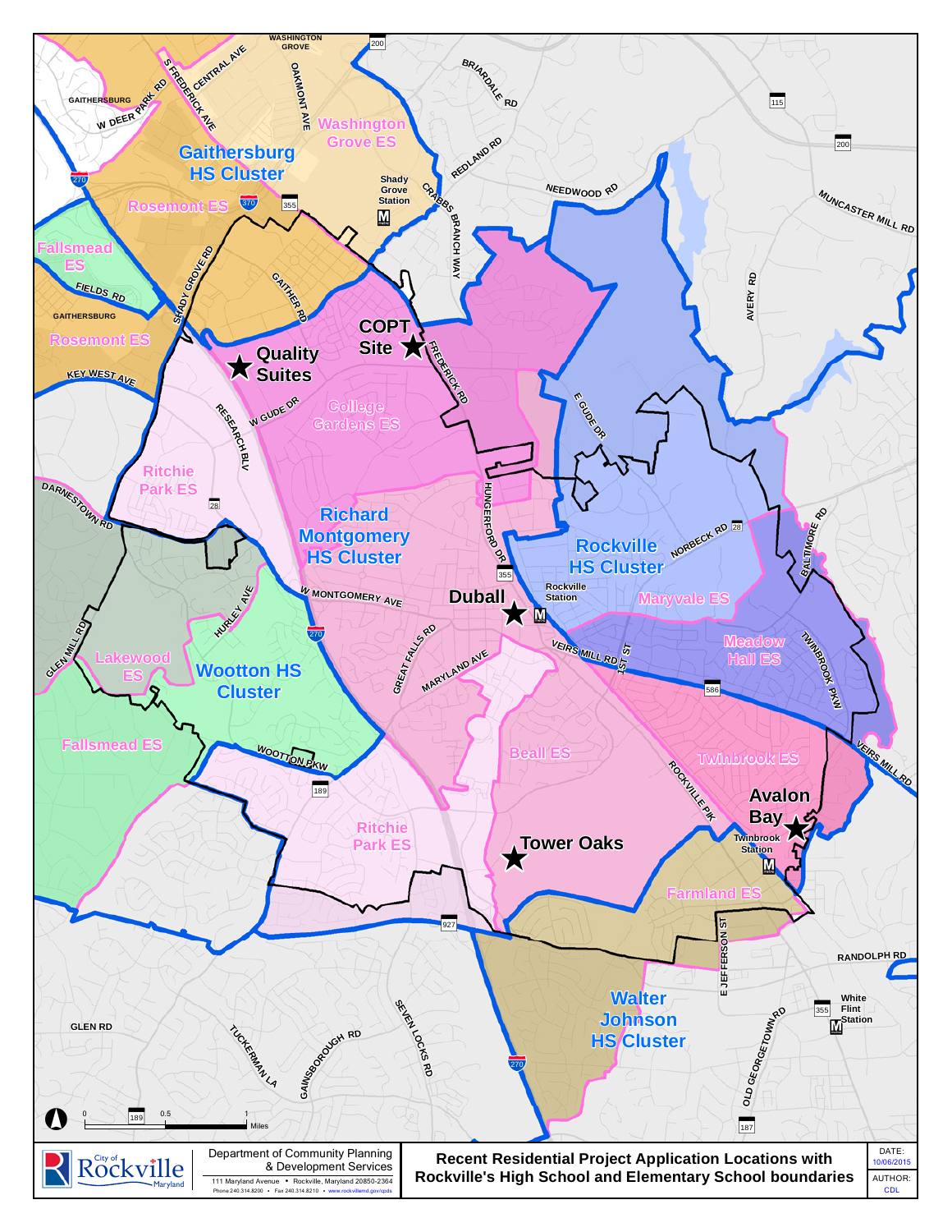Washington Grove ES

Gaithersburg HS Cluster

Rosemont ES

Fallsmead ES

Rosemont ES

COPT Site

Quality Suites

College Gardens ES

Ritchie Park ES

Richard Montgomery HS Cluster

Rockville HS Cluster

Maryvale ES

Duball

Meadow Hall ES

Lakewood ES

Wootton HS Cluster

Fallsmead ES

Beall ES

Twinbrook ES

Avalon Bay

Ritchie Park ES

Tower Oaks

Farmland ES

Walter Johnson HS Cluster

Department of Community Planning & Development Services

111 Maryland Avenue • Rockville, Maryland 20850-2364

Phone 240.314.8200 • Fax 240.314.8210 • www.rockvillemd.gov/cpds

**Recent Residential Project Application Locations with Rockville's High School and Elementary School boundaries**

DATE: 10/06/2015

AUTHOR: CDL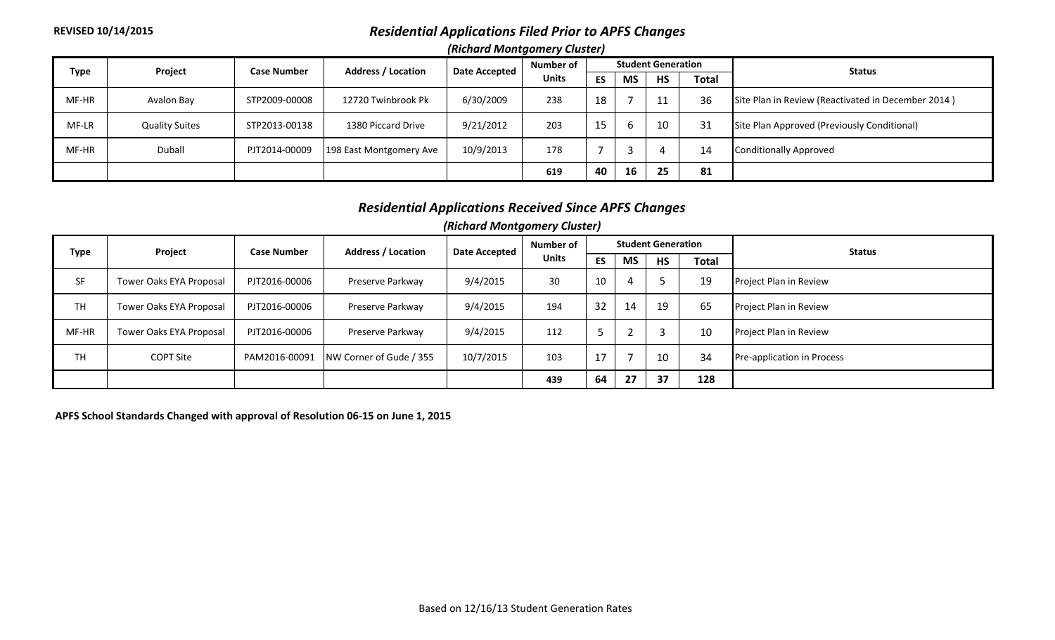**REVISED 10/14/2015**

## *Residential Applications Filed Prior to APFS Changes*

***(Richard Montgomery Cluster)***

| Type | Project | Case Number | Address / Location | Date Accepted | Number of Units | Student Generation | | | | Status |
|---|---|---|---|---|---|---|---|---|---|---|
| | | | | | | ES | MS | HS | Total | |
| MF-HR | Avalon Bay | STP2009-00008 | 12720 Twinbrook Pk | 6/30/2009 | 238 | 18 | 7 | 11 | 36 | Site Plan in Review (Reactivated in December 2014 ) |
| MF-LR | Quality Suites | STP2013-00138 | 1380 Piccard Drive | 9/21/2012 | 203 | 15 | 6 | 10 | 31 | Site Plan Approved (Previously Conditional) |
| MF-HR | Duball | PJT2014-00009 | 198 East Montgomery Ave | 10/9/2013 | 178 | 7 | 3 | 4 | 14 | Conditionally Approved |
| | | | | | **619** | **40** | **16** | **25** | **81** | |

## *Residential Applications Received Since APFS Changes*

***(Richard Montgomery Cluster)***

| Type | Project | Case Number | Address / Location | Date Accepted | Number of Units | Student Generation | | | | Status |
|---|---|---|---|---|---|---|---|---|---|---|
| | | | | | | ES | MS | HS | Total | |
| SF | Tower Oaks EYA Proposal | PJT2016-00006 | Preserve Parkway | 9/4/2015 | 30 | 10 | 4 | 5 | 19 | Project Plan in Review |
| TH | Tower Oaks EYA Proposal | PJT2016-00006 | Preserve Parkway | 9/4/2015 | 194 | 32 | 14 | 19 | 65 | Project Plan in Review |
| MF-HR | Tower Oaks EYA Proposal | PJT2016-00006 | Preserve Parkway | 9/4/2015 | 112 | 5 | 2 | 3 | 10 | Project Plan in Review |
| TH | COPT Site | PAM2016-00091 | NW Corner of Gude / 355 | 10/7/2015 | 103 | 17 | 7 | 10 | 34 | Pre-application in Process |
| | | | | | **439** | **64** | **27** | **37** | **128** | |

**APFS School Standards Changed with approval of Resolution 06-15 on June 1, 2015**

Based on 12/16/13 Student Generation Rates